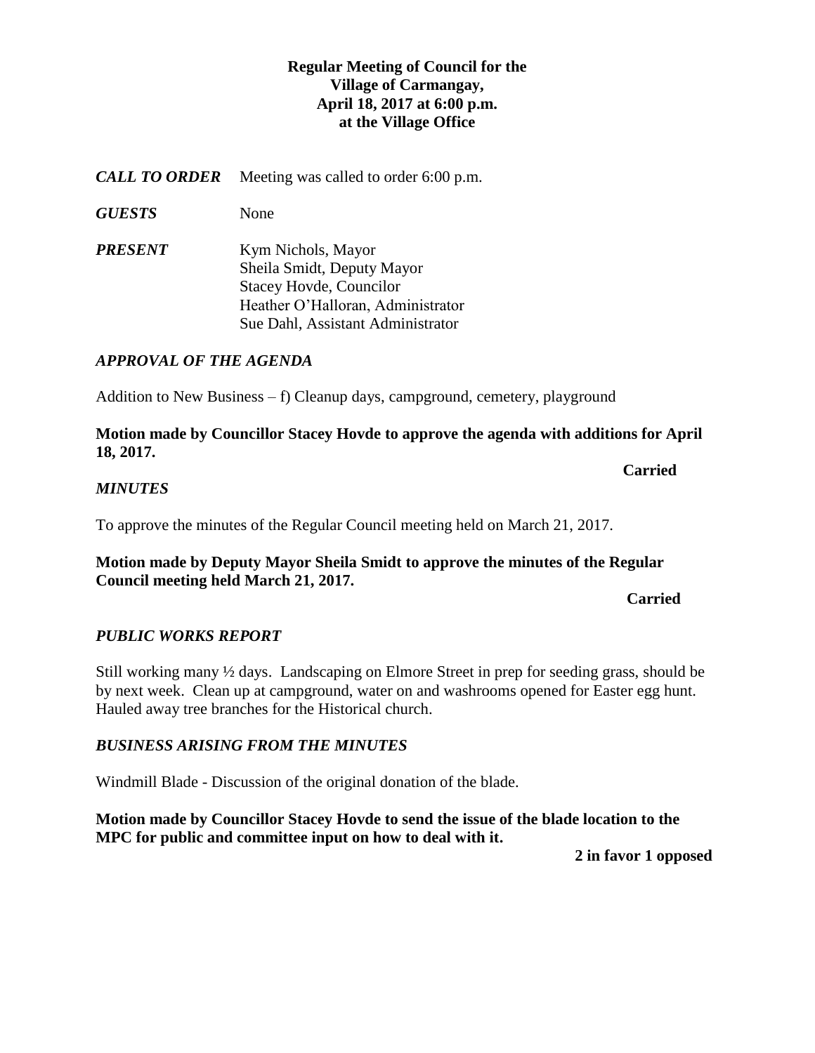**Regular Meeting of Council for the Village of Carmangay, April 18, 2017 at 6:00 p.m. at the Village Office**

***CALL TO ORDER*** Meeting was called to order 6:00 p.m.

***GUESTS*** None

***PRESENT*** Kym Nichols, Mayor
Sheila Smidt, Deputy Mayor
Stacey Hovde, Councilor
Heather O'Halloran, Administrator
Sue Dahl, Assistant Administrator

***APPROVAL OF THE AGENDA***

Addition to New Business – f) Cleanup days, campground, cemetery, playground

**Motion made by Councillor Stacey Hovde to approve the agenda with additions for April 18, 2017.**

**Carried**

***MINUTES***

To approve the minutes of the Regular Council meeting held on March 21, 2017.

**Motion made by Deputy Mayor Sheila Smidt to approve the minutes of the Regular Council meeting held March 21, 2017.**

**Carried**

***PUBLIC WORKS REPORT***

Still working many ½ days. Landscaping on Elmore Street in prep for seeding grass, should be by next week. Clean up at campground, water on and washrooms opened for Easter egg hunt. Hauled away tree branches for the Historical church.

***BUSINESS ARISING FROM THE MINUTES***

Windmill Blade - Discussion of the original donation of the blade.

**Motion made by Councillor Stacey Hovde to send the issue of the blade location to the MPC for public and committee input on how to deal with it.**

**2 in favor 1 opposed**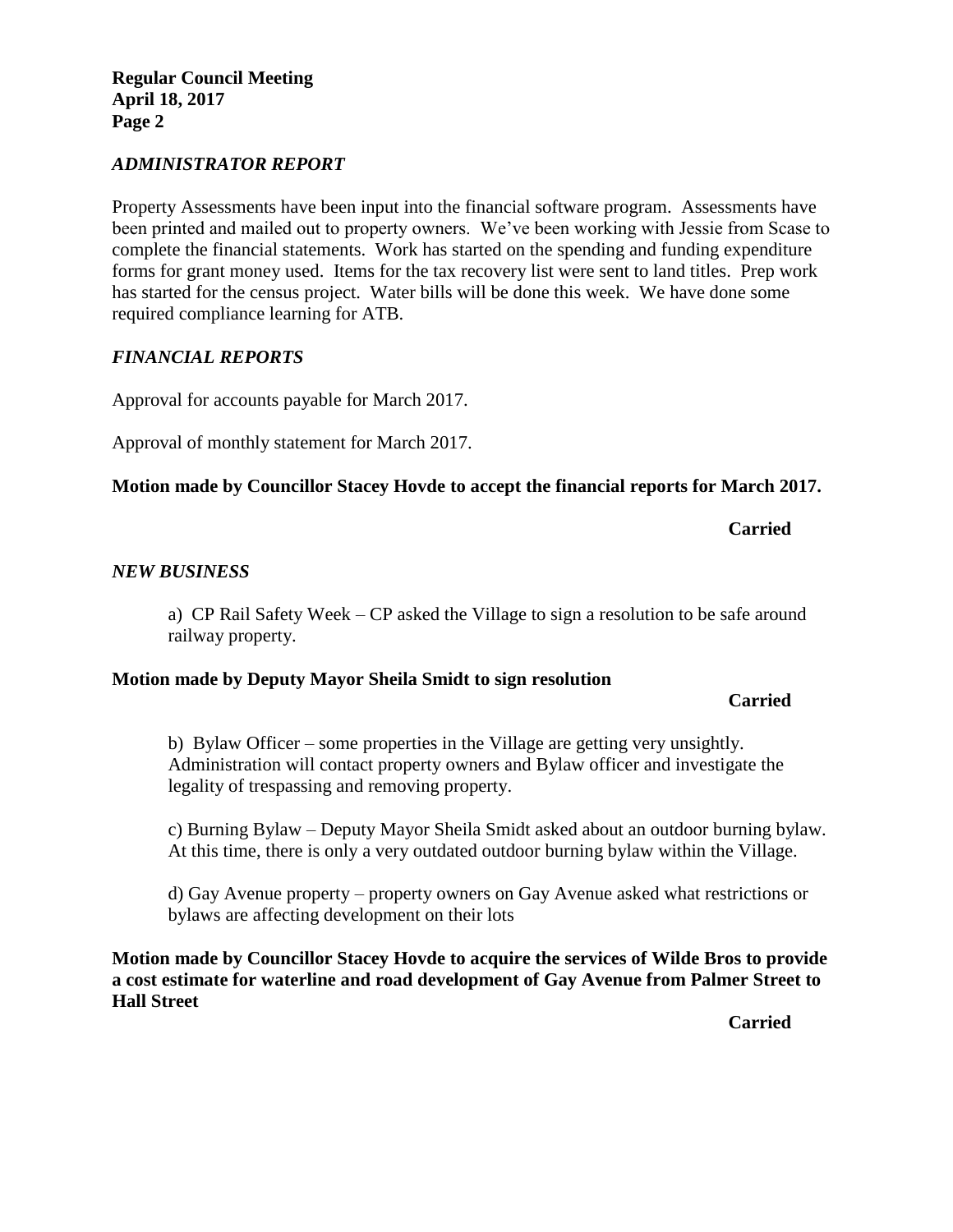## *ADMINISTRATOR REPORT*

Property Assessments have been input into the financial software program. Assessments have been printed and mailed out to property owners. We've been working with Jessie from Scase to complete the financial statements. Work has started on the spending and funding expenditure forms for grant money used. Items for the tax recovery list were sent to land titles. Prep work has started for the census project. Water bills will be done this week. We have done some required compliance learning for ATB.

## *FINANCIAL REPORTS*

Approval for accounts payable for March 2017.

Approval of monthly statement for March 2017.

**Motion made by Councillor Stacey Hovde to accept the financial reports for March 2017.**

**Carried**

## *NEW BUSINESS*

a) CP Rail Safety Week – CP asked the Village to sign a resolution to be safe around railway property.

**Motion made by Deputy Mayor Sheila Smidt to sign resolution**

**Carried**

b) Bylaw Officer – some properties in the Village are getting very unsightly. Administration will contact property owners and Bylaw officer and investigate the legality of trespassing and removing property.

c) Burning Bylaw – Deputy Mayor Sheila Smidt asked about an outdoor burning bylaw. At this time, there is only a very outdated outdoor burning bylaw within the Village.

d) Gay Avenue property – property owners on Gay Avenue asked what restrictions or bylaws are affecting development on their lots

**Motion made by Councillor Stacey Hovde to acquire the services of Wilde Bros to provide a cost estimate for waterline and road development of Gay Avenue from Palmer Street to Hall Street**

**Carried**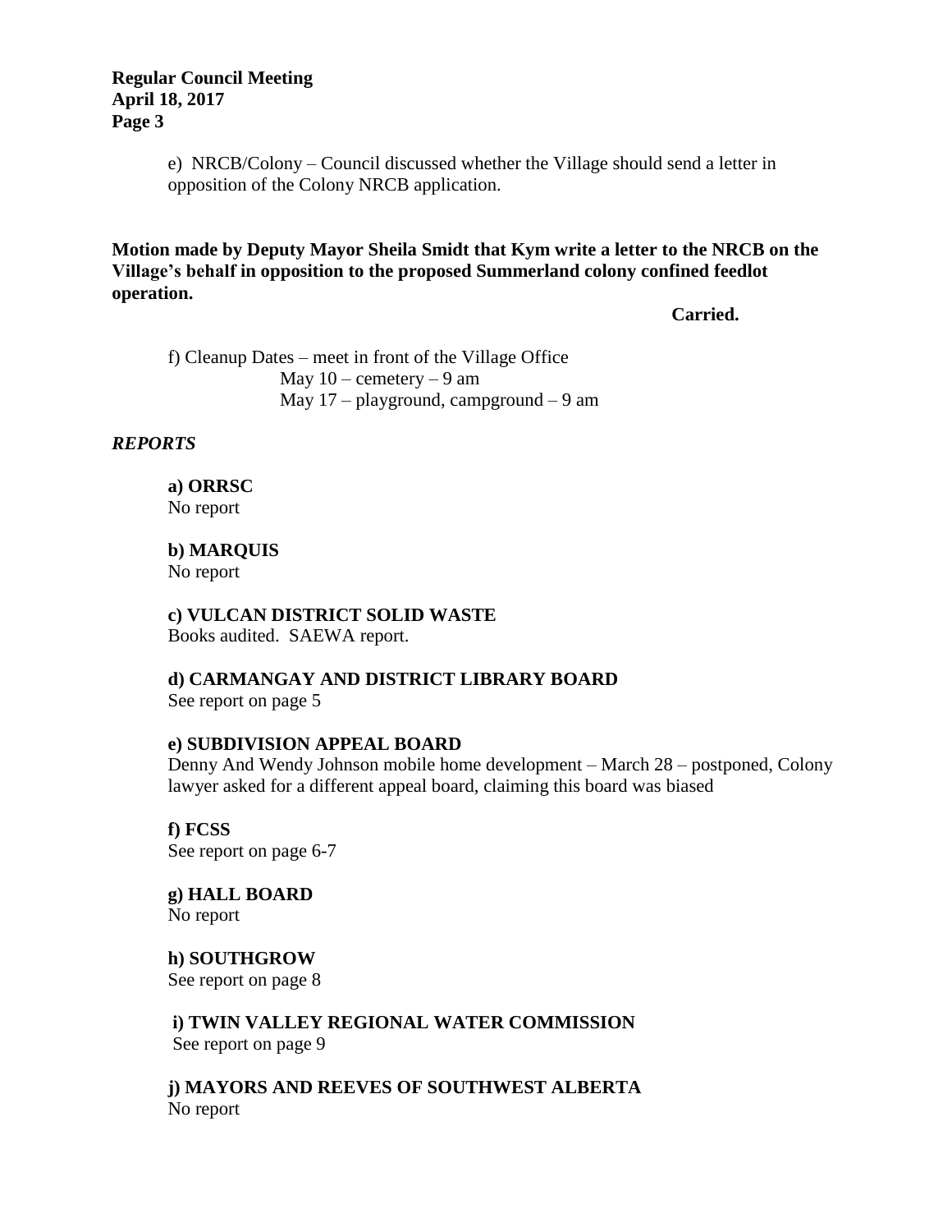e) NRCB/Colony – Council discussed whether the Village should send a letter in opposition of the Colony NRCB application.

**Motion made by Deputy Mayor Sheila Smidt that Kym write a letter to the NRCB on the Village's behalf in opposition to the proposed Summerland colony confined feedlot operation.**

**Carried.**

f) Cleanup Dates – meet in front of the Village Office
May 10 – cemetery – 9 am
May 17 – playground, campground – 9 am

## *REPORTS*

**a) ORRSC**
No report

**b) MARQUIS**
No report

**c) VULCAN DISTRICT SOLID WASTE**
Books audited. SAEWA report.

**d) CARMANGAY AND DISTRICT LIBRARY BOARD**
See report on page 5

**e) SUBDIVISION APPEAL BOARD**
Denny And Wendy Johnson mobile home development – March 28 – postponed, Colony lawyer asked for a different appeal board, claiming this board was biased

**f) FCSS**
See report on page 6-7

**g) HALL BOARD**
No report

**h) SOUTHGROW**
See report on page 8

**i) TWIN VALLEY REGIONAL WATER COMMISSION**
See report on page 9

**j) MAYORS AND REEVES OF SOUTHWEST ALBERTA**
No report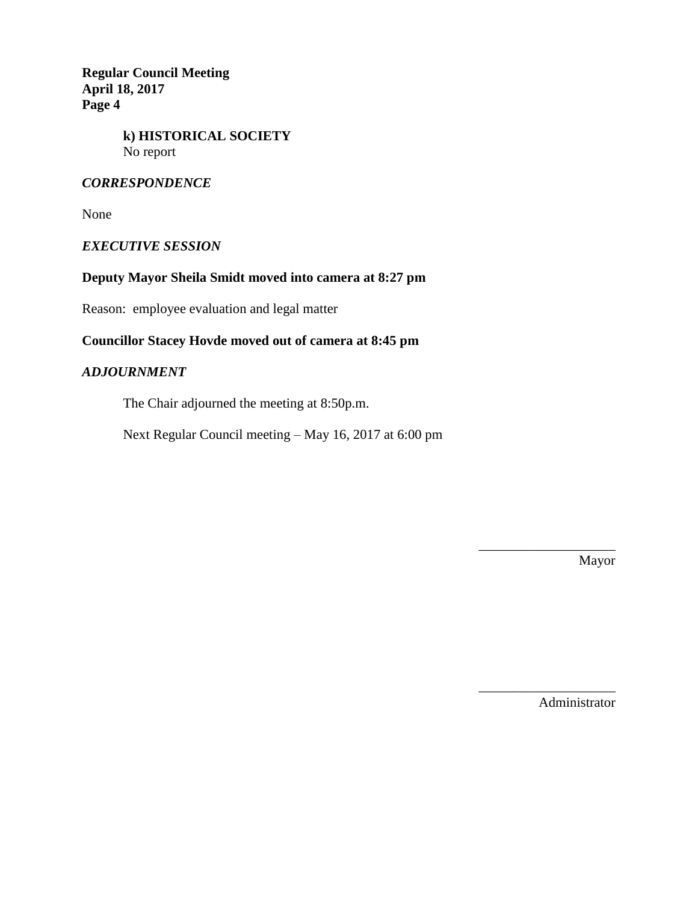**k) HISTORICAL SOCIETY**
No report

***CORRESPONDENCE***

None

***EXECUTIVE SESSION***

**Deputy Mayor Sheila Smidt moved into camera at 8:27 pm**

Reason: employee evaluation and legal matter

**Councillor Stacey Hovde moved out of camera at 8:45 pm**

***ADJOURNMENT***

The Chair adjourned the meeting at 8:50p.m.

Next Regular Council meeting – May 16, 2017 at 6:00 pm

\_\_\_\_\_\_\_\_\_\_\_\_\_\_\_\_\_\_\_\_
Mayor

\_\_\_\_\_\_\_\_\_\_\_\_\_\_\_\_\_\_\_\_
Administrator